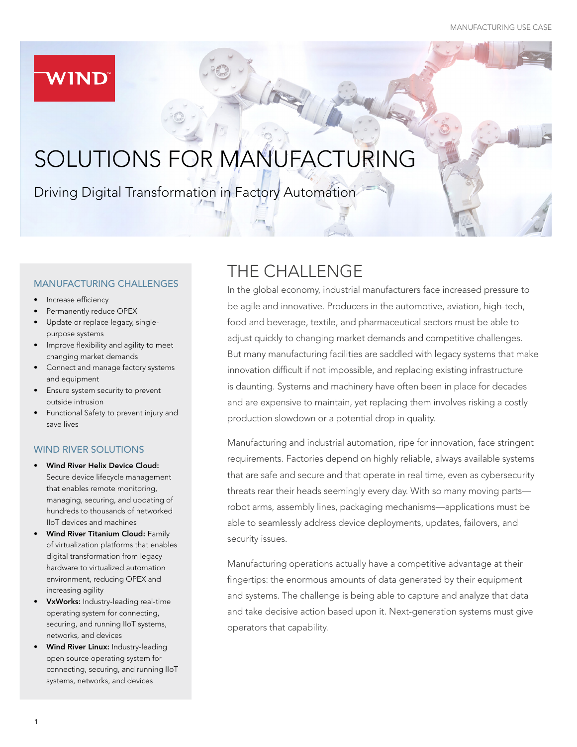# SOLUTIONS FOR MANUFACTURING

Driving Digital Transformation in Factory Automation

## MANUFACTURING CHALLENGES

- Increase efficiency
- Permanently reduce OPEX
- Update or replace legacy, single-purpose systems
- Improve flexibility and agility to meet changing market demands
- Connect and manage factory systems and equipment
- Ensure system security to prevent outside intrusion
- Functional Safety to prevent injury and save lives

## WIND RIVER SOLUTIONS

- **Wind River Helix Device Cloud:** Secure device lifecycle management that enables remote monitoring, managing, securing, and updating of hundreds to thousands of networked IIoT devices and machines
- **Wind River Titanium Cloud:** Family of virtualization platforms that enables digital transformation from legacy hardware to virtualized automation environment, reducing OPEX and increasing agility
- **VxWorks:** Industry-leading real-time operating system for connecting, securing, and running IIoT systems, networks, and devices
- **Wind River Linux:** Industry-leading open source operating system for connecting, securing, and running IIoT systems, networks, and devices

## THE CHALLENGE

In the global economy, industrial manufacturers face increased pressure to be agile and innovative. Producers in the automotive, aviation, high-tech, food and beverage, textile, and pharmaceutical sectors must be able to adjust quickly to changing market demands and competitive challenges. But many manufacturing facilities are saddled with legacy systems that make innovation difficult if not impossible, and replacing existing infrastructure is daunting. Systems and machinery have often been in place for decades and are expensive to maintain, yet replacing them involves risking a costly production slowdown or a potential drop in quality.

Manufacturing and industrial automation, ripe for innovation, face stringent requirements. Factories depend on highly reliable, always available systems that are safe and secure and that operate in real time, even as cybersecurity threats rear their heads seemingly every day. With so many moving parts—robot arms, assembly lines, packaging mechanisms—applications must be able to seamlessly address device deployments, updates, failovers, and security issues.

Manufacturing operations actually have a competitive advantage at their fingertips: the enormous amounts of data generated by their equipment and systems. The challenge is being able to capture and analyze that data and take decisive action based upon it. Next-generation systems must give operators that capability.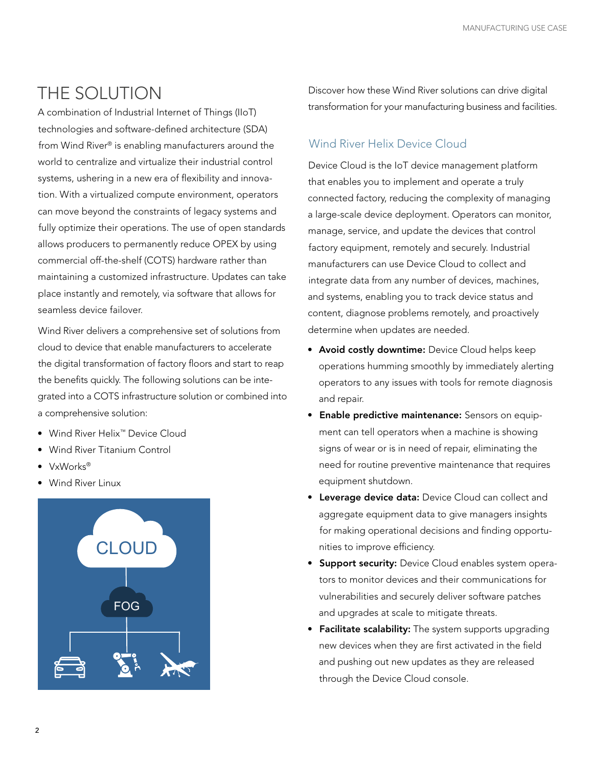# THE SOLUTION

A combination of Industrial Internet of Things (IIoT) technologies and software-defined architecture (SDA) from Wind River® is enabling manufacturers around the world to centralize and virtualize their industrial control systems, ushering in a new era of flexibility and innovation. With a virtualized compute environment, operators can move beyond the constraints of legacy systems and fully optimize their operations. The use of open standards allows producers to permanently reduce OPEX by using commercial off-the-shelf (COTS) hardware rather than maintaining a customized infrastructure. Updates can take place instantly and remotely, via software that allows for seamless device failover.

Wind River delivers a comprehensive set of solutions from cloud to device that enable manufacturers to accelerate the digital transformation of factory floors and start to reap the benefits quickly. The following solutions can be integrated into a COTS infrastructure solution or combined into a comprehensive solution:

- Wind River Helix™ Device Cloud
- Wind River Titanium Control
- VxWorks®
- Wind River Linux

CLOUD

FOG

Discover how these Wind River solutions can drive digital transformation for your manufacturing business and facilities.

## Wind River Helix Device Cloud

Device Cloud is the IoT device management platform that enables you to implement and operate a truly connected factory, reducing the complexity of managing a large-scale device deployment. Operators can monitor, manage, service, and update the devices that control factory equipment, remotely and securely. Industrial manufacturers can use Device Cloud to collect and integrate data from any number of devices, machines, and systems, enabling you to track device status and content, diagnose problems remotely, and proactively determine when updates are needed.

- **Avoid costly downtime:** Device Cloud helps keep operations humming smoothly by immediately alerting operators to any issues with tools for remote diagnosis and repair.
- **Enable predictive maintenance:** Sensors on equipment can tell operators when a machine is showing signs of wear or is in need of repair, eliminating the need for routine preventive maintenance that requires equipment shutdown.
- **Leverage device data:** Device Cloud can collect and aggregate equipment data to give managers insights for making operational decisions and finding opportunities to improve efficiency.
- **Support security:** Device Cloud enables system operators to monitor devices and their communications for vulnerabilities and securely deliver software patches and upgrades at scale to mitigate threats.
- **Facilitate scalability:** The system supports upgrading new devices when they are first activated in the field and pushing out new updates as they are released through the Device Cloud console.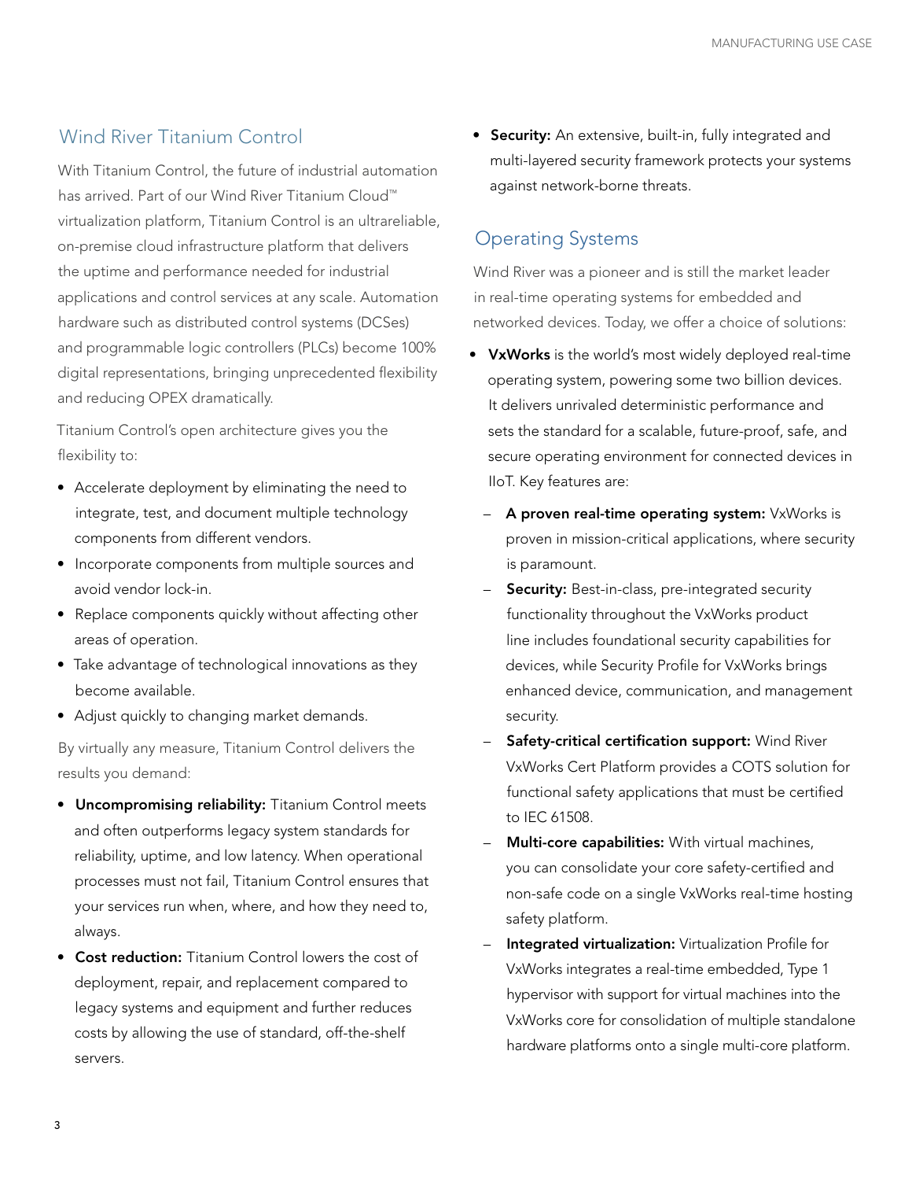## Wind River Titanium Control

With Titanium Control, the future of industrial automation has arrived. Part of our Wind River Titanium Cloud™ virtualization platform, Titanium Control is an ultrareliable, on-premise cloud infrastructure platform that delivers the uptime and performance needed for industrial applications and control services at any scale. Automation hardware such as distributed control systems (DCSes) and programmable logic controllers (PLCs) become 100% digital representations, bringing unprecedented flexibility and reducing OPEX dramatically.

Titanium Control's open architecture gives you the flexibility to:

- Accelerate deployment by eliminating the need to integrate, test, and document multiple technology components from different vendors.
- Incorporate components from multiple sources and avoid vendor lock-in.
- Replace components quickly without affecting other areas of operation.
- Take advantage of technological innovations as they become available.
- Adjust quickly to changing market demands.

By virtually any measure, Titanium Control delivers the results you demand:

- **Uncompromising reliability:** Titanium Control meets and often outperforms legacy system standards for reliability, uptime, and low latency. When operational processes must not fail, Titanium Control ensures that your services run when, where, and how they need to, always.
- **Cost reduction:** Titanium Control lowers the cost of deployment, repair, and replacement compared to legacy systems and equipment and further reduces costs by allowing the use of standard, off-the-shelf servers.
- **Security:** An extensive, built-in, fully integrated and multi-layered security framework protects your systems against network-borne threats.

## Operating Systems

Wind River was a pioneer and is still the market leader in real-time operating systems for embedded and networked devices. Today, we offer a choice of solutions:

- **VxWorks** is the world's most widely deployed real-time operating system, powering some two billion devices. It delivers unrivaled deterministic performance and sets the standard for a scalable, future-proof, safe, and secure operating environment for connected devices in IIoT. Key features are:
  - **A proven real-time operating system:** VxWorks is proven in mission-critical applications, where security is paramount.
  - **Security:** Best-in-class, pre-integrated security functionality throughout the VxWorks product line includes foundational security capabilities for devices, while Security Profile for VxWorks brings enhanced device, communication, and management security.
  - **Safety-critical certification support:** Wind River VxWorks Cert Platform provides a COTS solution for functional safety applications that must be certified to IEC 61508.
  - **Multi-core capabilities:** With virtual machines, you can consolidate your core safety-certified and non-safe code on a single VxWorks real-time hosting safety platform.
  - **Integrated virtualization:** Virtualization Profile for VxWorks integrates a real-time embedded, Type 1 hypervisor with support for virtual machines into the VxWorks core for consolidation of multiple standalone hardware platforms onto a single multi-core platform.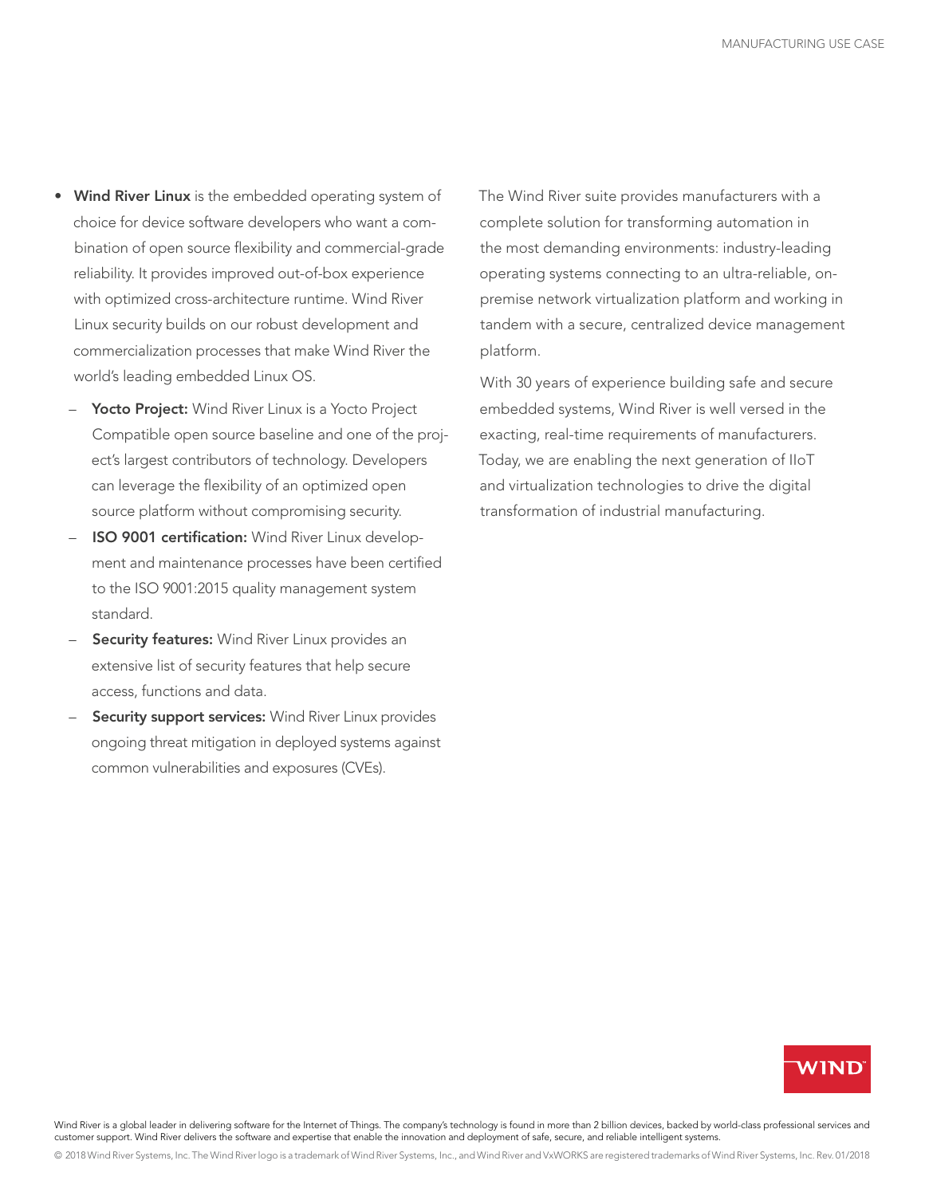- **Wind River Linux** is the embedded operating system of choice for device software developers who want a combination of open source flexibility and commercial-grade reliability. It provides improved out-of-box experience with optimized cross-architecture runtime. Wind River Linux security builds on our robust development and commercialization processes that make Wind River the world's leading embedded Linux OS.
  - **Yocto Project:** Wind River Linux is a Yocto Project Compatible open source baseline and one of the project's largest contributors of technology. Developers can leverage the flexibility of an optimized open source platform without compromising security.
  - **ISO 9001 certification:** Wind River Linux development and maintenance processes have been certified to the ISO 9001:2015 quality management system standard.
  - **Security features:** Wind River Linux provides an extensive list of security features that help secure access, functions and data.
  - **Security support services:** Wind River Linux provides ongoing threat mitigation in deployed systems against common vulnerabilities and exposures (CVEs).

The Wind River suite provides manufacturers with a complete solution for transforming automation in the most demanding environments: industry-leading operating systems connecting to an ultra-reliable, on-premise network virtualization platform and working in tandem with a secure, centralized device management platform.

With 30 years of experience building safe and secure embedded systems, Wind River is well versed in the exacting, real-time requirements of manufacturers. Today, we are enabling the next generation of IIoT and virtualization technologies to drive the digital transformation of industrial manufacturing.

Wind River is a global leader in delivering software for the Internet of Things. The company's technology is found in more than 2 billion devices, backed by world-class professional services and customer support. Wind River delivers the software and expertise that enable the innovation and deployment of safe, secure, and reliable intelligent systems.

© 2018 Wind River Systems, Inc. The Wind River logo is a trademark of Wind River Systems, Inc., and Wind River and VxWORKS are registered trademarks of Wind River Systems, Inc. Rev. 01/2018